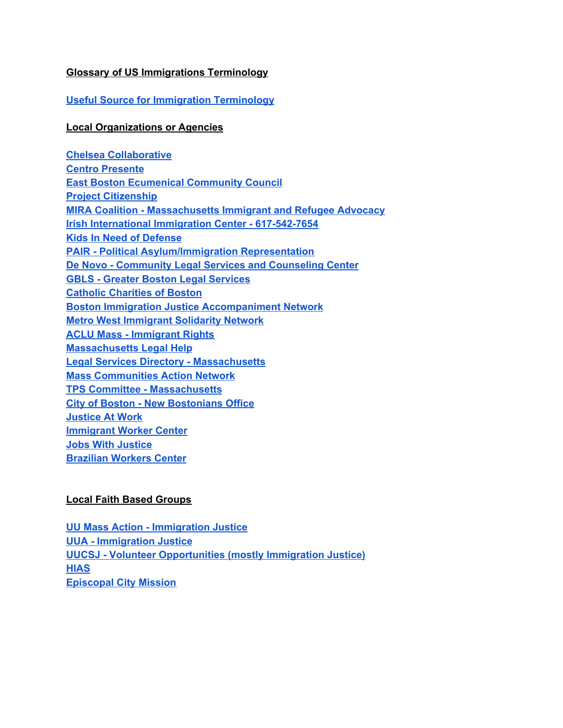**Glossary of US Immigrations Terminology**

**Useful Source for Immigration Terminology**

**Local Organizations or Agencies**

**Chelsea Collaborative**
**Centro Presente**
**East Boston Ecumenical Community Council**
**Project Citizenship**
**MIRA Coalition - Massachusetts Immigrant and Refugee Advocacy**
**Irish International Immigration Center - 617-542-7654**
**Kids In Need of Defense**
**PAIR - Political Asylum/Immigration Representation**
**De Novo - Community Legal Services and Counseling Center**
**GBLS - Greater Boston Legal Services**
**Catholic Charities of Boston**
**Boston Immigration Justice Accompaniment Network**
**Metro West Immigrant Solidarity Network**
**ACLU Mass - Immigrant Rights**
**Massachusetts Legal Help**
**Legal Services Directory - Massachusetts**
**Mass Communities Action Network**
**TPS Committee - Massachusetts**
**City of Boston - New Bostonians Office**
**Justice At Work**
**Immigrant Worker Center**
**Jobs With Justice**
**Brazilian Workers Center**

**Local Faith Based Groups**

**UU Mass Action - Immigration Justice**
**UUA - Immigration Justice**
**UUCSJ - Volunteer Opportunities (mostly Immigration Justice)**
**HIAS**
**Episcopal City Mission**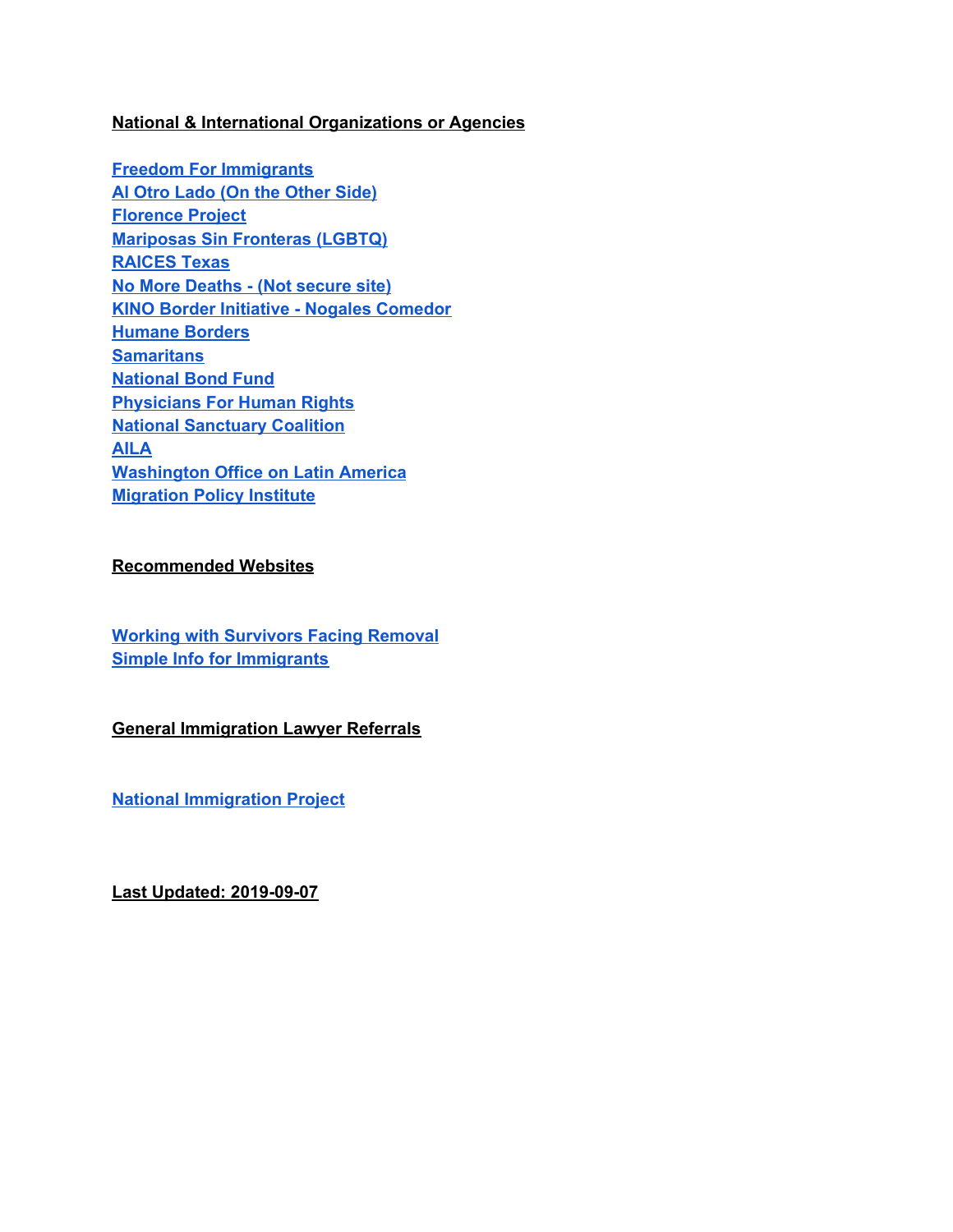**National & International Organizations or Agencies**

Freedom For Immigrants
Al Otro Lado (On the Other Side)
Florence Project
Mariposas Sin Fronteras (LGBTQ)
RAICES Texas
No More Deaths - (Not secure site)
KINO Border Initiative - Nogales Comedor
Humane Borders
Samaritans
National Bond Fund
Physicians For Human Rights
National Sanctuary Coalition
AILA
Washington Office on Latin America
Migration Policy Institute

**Recommended Websites**

Working with Survivors Facing Removal
Simple Info for Immigrants

**General Immigration Lawyer Referrals**

National Immigration Project

**Last Updated: 2019-09-07**